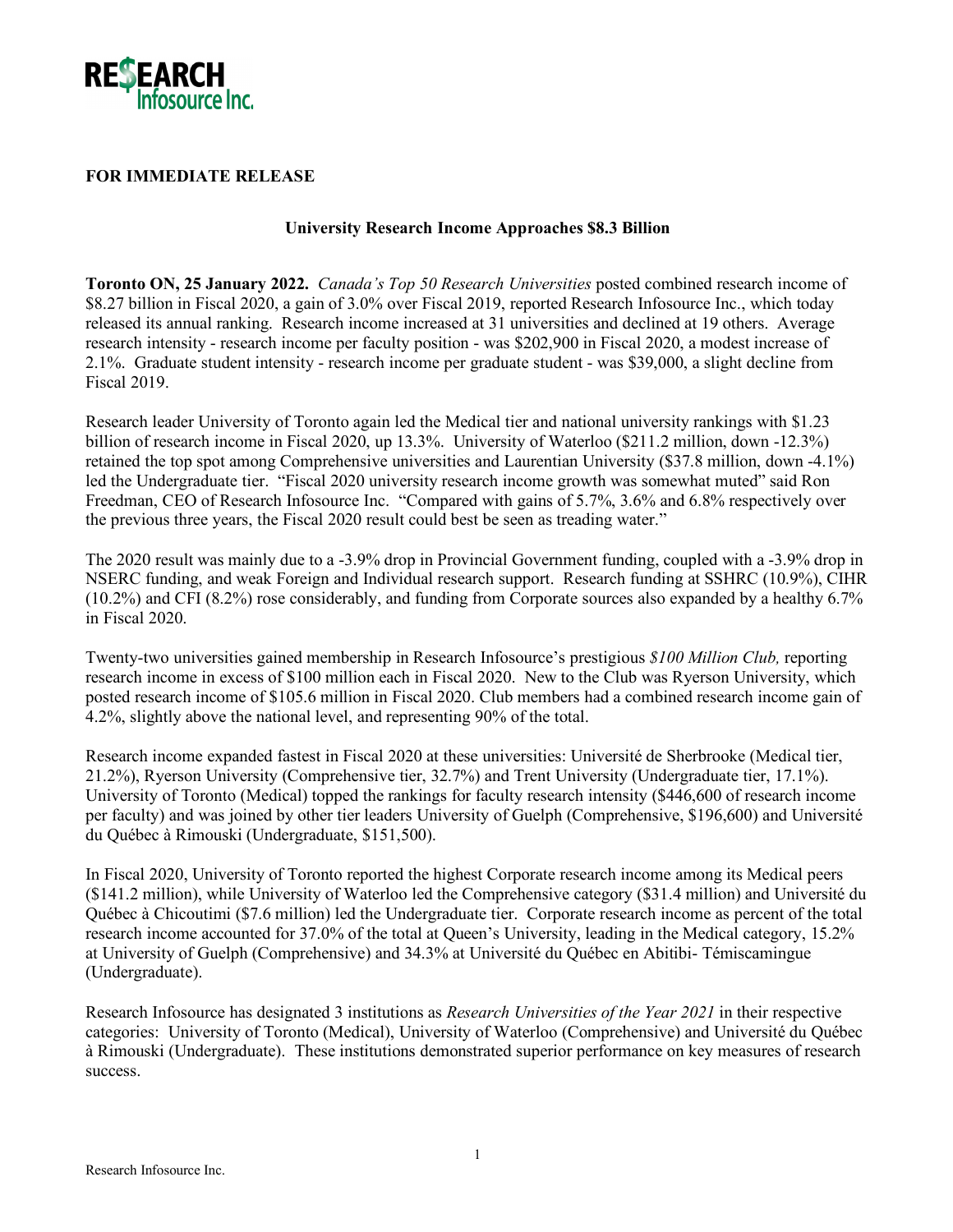RE$EARCH Infosource Inc.

**FOR IMMEDIATE RELEASE**

**University Research Income Approaches $8.3 Billion**

**Toronto ON, 25 January 2022.** *Canada's Top 50 Research Universities* posted combined research income of $8.27 billion in Fiscal 2020, a gain of 3.0% over Fiscal 2019, reported Research Infosource Inc., which today released its annual ranking. Research income increased at 31 universities and declined at 19 others. Average research intensity - research income per faculty position - was $202,900 in Fiscal 2020, a modest increase of 2.1%. Graduate student intensity - research income per graduate student - was $39,000, a slight decline from Fiscal 2019.

Research leader University of Toronto again led the Medical tier and national university rankings with $1.23 billion of research income in Fiscal 2020, up 13.3%. University of Waterloo ($211.2 million, down -12.3%) retained the top spot among Comprehensive universities and Laurentian University ($37.8 million, down -4.1%) led the Undergraduate tier. "Fiscal 2020 university research income growth was somewhat muted" said Ron Freedman, CEO of Research Infosource Inc. "Compared with gains of 5.7%, 3.6% and 6.8% respectively over the previous three years, the Fiscal 2020 result could best be seen as treading water."

The 2020 result was mainly due to a -3.9% drop in Provincial Government funding, coupled with a -3.9% drop in NSERC funding, and weak Foreign and Individual research support. Research funding at SSHRC (10.9%), CIHR (10.2%) and CFI (8.2%) rose considerably, and funding from Corporate sources also expanded by a healthy 6.7% in Fiscal 2020.

Twenty-two universities gained membership in Research Infosource's prestigious *$100 Million Club,* reporting research income in excess of $100 million each in Fiscal 2020. New to the Club was Ryerson University, which posted research income of $105.6 million in Fiscal 2020. Club members had a combined research income gain of 4.2%, slightly above the national level, and representing 90% of the total.

Research income expanded fastest in Fiscal 2020 at these universities: Université de Sherbrooke (Medical tier, 21.2%), Ryerson University (Comprehensive tier, 32.7%) and Trent University (Undergraduate tier, 17.1%). University of Toronto (Medical) topped the rankings for faculty research intensity ($446,600 of research income per faculty) and was joined by other tier leaders University of Guelph (Comprehensive, $196,600) and Université du Québec à Rimouski (Undergraduate, $151,500).

In Fiscal 2020, University of Toronto reported the highest Corporate research income among its Medical peers ($141.2 million), while University of Waterloo led the Comprehensive category ($31.4 million) and Université du Québec à Chicoutimi ($7.6 million) led the Undergraduate tier. Corporate research income as percent of the total research income accounted for 37.0% of the total at Queen's University, leading in the Medical category, 15.2% at University of Guelph (Comprehensive) and 34.3% at Université du Québec en Abitibi- Témiscamingue (Undergraduate).

Research Infosource has designated 3 institutions as *Research Universities of the Year 2021* in their respective categories: University of Toronto (Medical), University of Waterloo (Comprehensive) and Université du Québec à Rimouski (Undergraduate). These institutions demonstrated superior performance on key measures of research success.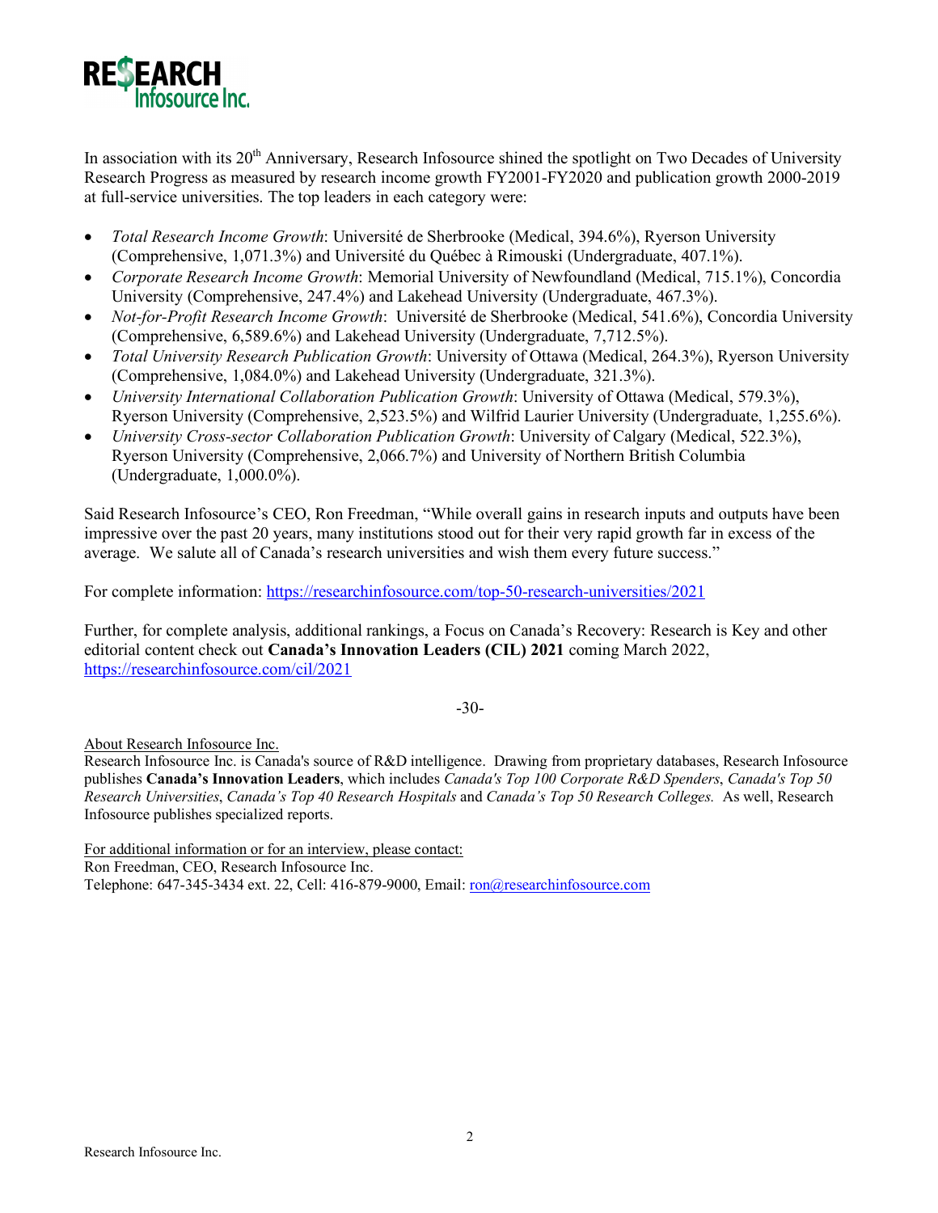In association with its 20th Anniversary, Research Infosource shined the spotlight on Two Decades of University Research Progress as measured by research income growth FY2001-FY2020 and publication growth 2000-2019 at full-service universities. The top leaders in each category were:

- *Total Research Income Growth*: Université de Sherbrooke (Medical, 394.6%), Ryerson University (Comprehensive, 1,071.3%) and Université du Québec à Rimouski (Undergraduate, 407.1%).
- *Corporate Research Income Growth*: Memorial University of Newfoundland (Medical, 715.1%), Concordia University (Comprehensive, 247.4%) and Lakehead University (Undergraduate, 467.3%).
- *Not-for-Profit Research Income Growth*: Université de Sherbrooke (Medical, 541.6%), Concordia University (Comprehensive, 6,589.6%) and Lakehead University (Undergraduate, 7,712.5%).
- *Total University Research Publication Growth*: University of Ottawa (Medical, 264.3%), Ryerson University (Comprehensive, 1,084.0%) and Lakehead University (Undergraduate, 321.3%).
- *University International Collaboration Publication Growth*: University of Ottawa (Medical, 579.3%), Ryerson University (Comprehensive, 2,523.5%) and Wilfrid Laurier University (Undergraduate, 1,255.6%).
- *University Cross-sector Collaboration Publication Growth*: University of Calgary (Medical, 522.3%), Ryerson University (Comprehensive, 2,066.7%) and University of Northern British Columbia (Undergraduate, 1,000.0%).

Said Research Infosource's CEO, Ron Freedman, "While overall gains in research inputs and outputs have been impressive over the past 20 years, many institutions stood out for their very rapid growth far in excess of the average. We salute all of Canada's research universities and wish them every future success."

For complete information: https://researchinfosource.com/top-50-research-universities/2021

Further, for complete analysis, additional rankings, a Focus on Canada's Recovery: Research is Key and other editorial content check out **Canada's Innovation Leaders (CIL) 2021** coming March 2022, https://researchinfosource.com/cil/2021

-30-

About Research Infosource Inc.
Research Infosource Inc. is Canada's source of R&D intelligence. Drawing from proprietary databases, Research Infosource publishes **Canada's Innovation Leaders**, which includes *Canada's Top 100 Corporate R&D Spenders*, *Canada's Top 50 Research Universities*, *Canada's Top 40 Research Hospitals* and *Canada's Top 50 Research Colleges.* As well, Research Infosource publishes specialized reports.

For additional information or for an interview, please contact:
Ron Freedman, CEO, Research Infosource Inc.
Telephone: 647-345-3434 ext. 22, Cell: 416-879-9000, Email: ron@researchinfosource.com